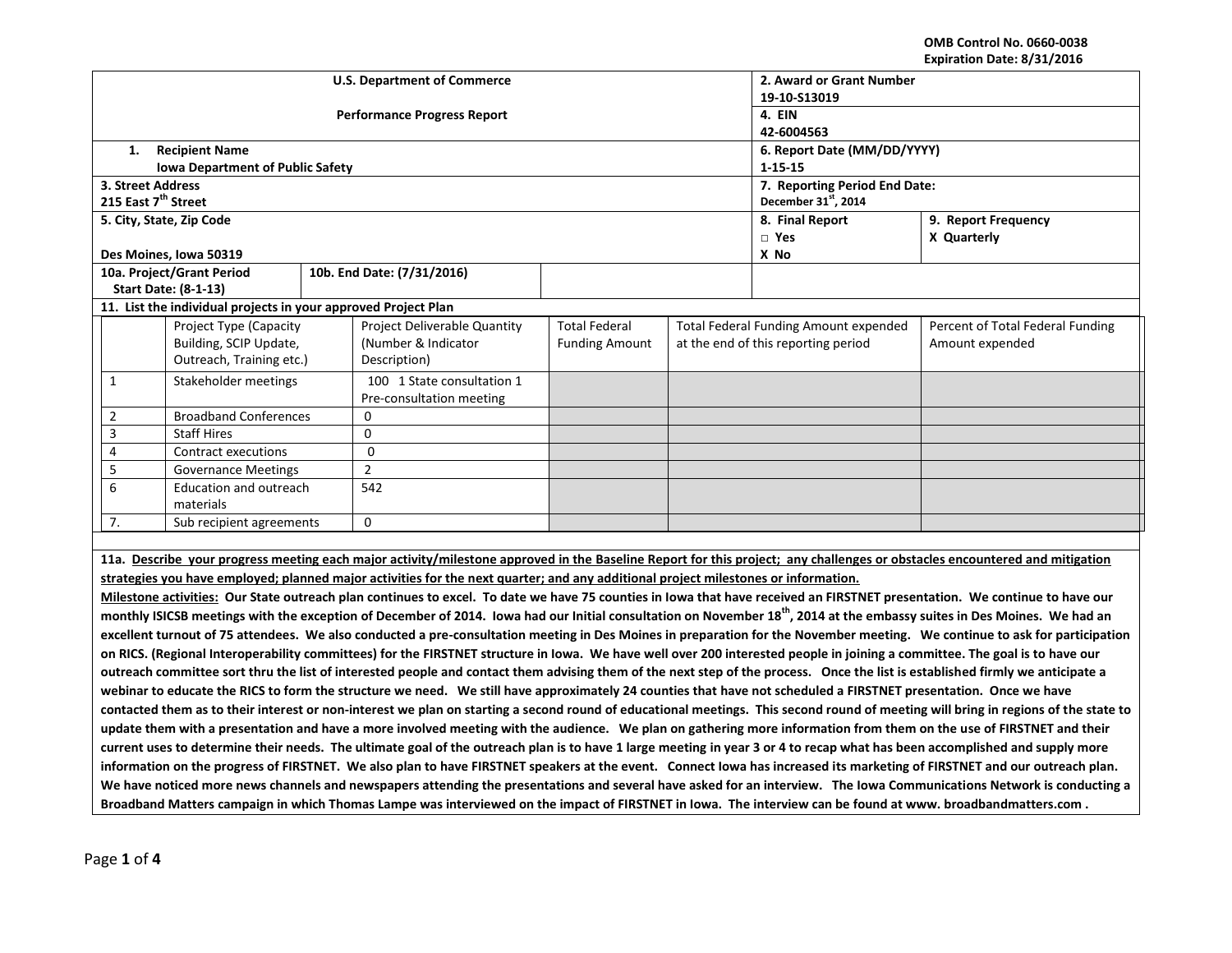OMB Control No. 0660-0038
Expiration Date: 8/31/2016

| U.S. Department of Commerce | 2. Award or Grant Number |
|---|---|
| | 19-10-S13019 |
| Performance Progress Report | 4. EIN |
| | 42-6004563 |
| 1. Recipient Name | 6. Report Date (MM/DD/YYYY) |
| Iowa Department of Public Safety | 1-15-15 |
| 3. Street Address<br>215 East 7th Street | 7. Reporting Period End Date:<br>December 31st, 2014 |
| 5. City, State, Zip Code<br><br>Des Moines, Iowa 50319 | 8. Final Report<br>□ Yes<br>X No |
| | 9. Report Frequency<br>X Quarterly |
| 10a. Project/Grant Period Start Date: (8-1-13) | 10b. End Date: (7/31/2016) |

**11. List the individual projects in your approved Project Plan**

| | Project Type (Capacity Building, SCIP Update, Outreach, Training etc.) | Project Deliverable Quantity (Number & Indicator Description) | Total Federal Funding Amount | Total Federal Funding Amount expended at the end of this reporting period | Percent of Total Federal Funding Amount expended |
|---|---|---|---|---|---|
| 1 | Stakeholder meetings | 100 1 State consultation 1 Pre-consultation meeting | | | |
| 2 | Broadband Conferences | 0 | | | |
| 3 | Staff Hires | 0 | | | |
| 4 | Contract executions | 0 | | | |
| 5 | Governance Meetings | 2 | | | |
| 6 | Education and outreach materials | 542 | | | |
| 7. | Sub recipient agreements | 0 | | | |

**11a. Describe your progress meeting each major activity/milestone approved in the Baseline Report for this project; any challenges or obstacles encountered and mitigation strategies you have employed; planned major activities for the next quarter; and any additional project milestones or information.**

**Milestone activities: Our State outreach plan continues to excel. To date we have 75 counties in Iowa that have received an FIRSTNET presentation. We continue to have our monthly ISICSB meetings with the exception of December of 2014. Iowa had our Initial consultation on November 18th, 2014 at the embassy suites in Des Moines. We had an excellent turnout of 75 attendees. We also conducted a pre-consultation meeting in Des Moines in preparation for the November meeting. We continue to ask for participation on RICS. (Regional Interoperability committees) for the FIRSTNET structure in Iowa. We have well over 200 interested people in joining a committee. The goal is to have our outreach committee sort thru the list of interested people and contact them advising them of the next step of the process. Once the list is established firmly we anticipate a webinar to educate the RICS to form the structure we need. We still have approximately 24 counties that have not scheduled a FIRSTNET presentation. Once we have contacted them as to their interest or non-interest we plan on starting a second round of educational meetings. This second round of meeting will bring in regions of the state to update them with a presentation and have a more involved meeting with the audience. We plan on gathering more information from them on the use of FIRSTNET and their current uses to determine their needs. The ultimate goal of the outreach plan is to have 1 large meeting in year 3 or 4 to recap what has been accomplished and supply more information on the progress of FIRSTNET. We also plan to have FIRSTNET speakers at the event. Connect Iowa has increased its marketing of FIRSTNET and our outreach plan. We have noticed more news channels and newspapers attending the presentations and several have asked for an interview. The Iowa Communications Network is conducting a Broadband Matters campaign in which Thomas Lampe was interviewed on the impact of FIRSTNET in Iowa. The interview can be found at www. broadbandmatters.com .**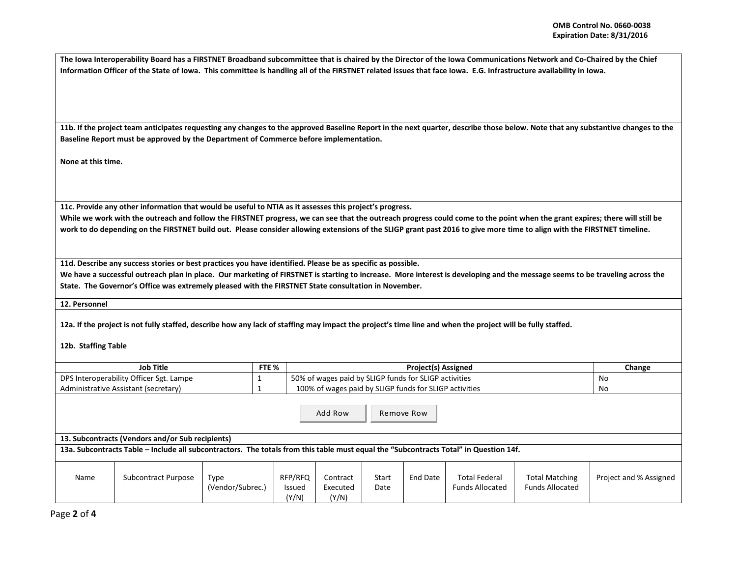**The Iowa Interoperability Board has a FIRSTNET Broadband subcommittee that is chaired by the Director of the Iowa Communications Network and Co-Chaired by the Chief Information Officer of the State of Iowa. This committee is handling all of the FIRSTNET related issues that face Iowa. E.G. Infrastructure availability in Iowa.**

**11b. If the project team anticipates requesting any changes to the approved Baseline Report in the next quarter, describe those below. Note that any substantive changes to the Baseline Report must be approved by the Department of Commerce before implementation.**

**None at this time.**

**11c. Provide any other information that would be useful to NTIA as it assesses this project's progress.**

**While we work with the outreach and follow the FIRSTNET progress, we can see that the outreach progress could come to the point when the grant expires; there will still be work to do depending on the FIRSTNET build out. Please consider allowing extensions of the SLIGP grant past 2016 to give more time to align with the FIRSTNET timeline.**

**11d. Describe any success stories or best practices you have identified. Please be as specific as possible.**

**We have a successful outreach plan in place. Our marketing of FIRSTNET is starting to increase. More interest is developing and the message seems to be traveling across the State. The Governor's Office was extremely pleased with the FIRSTNET State consultation in November.**

**12. Personnel**

**12a. If the project is not fully staffed, describe how any lack of staffing may impact the project's time line and when the project will be fully staffed.**

**12b. Staffing Table**

| Job Title | FTE % | Project(s) Assigned | Change |
|---|---|---|---|
| DPS Interoperability Officer Sgt. Lampe | 1 | 50% of wages paid by SLIGP funds for SLIGP activities | No |
| Administrative Assistant (secretary) | 1 | 100% of wages paid by SLIGP funds for SLIGP activities | No |

**13. Subcontracts (Vendors and/or Sub recipients)**

**13a. Subcontracts Table – Include all subcontractors. The totals from this table must equal the "Subcontracts Total" in Question 14f.**

| Name | Subcontract Purpose | Type (Vendor/Subrec.) | RFP/RFQ Issued (Y/N) | Contract Executed (Y/N) | Start Date | End Date | Total Federal Funds Allocated | Total Matching Funds Allocated | Project and % Assigned |
|---|---|---|---|---|---|---|---|---|---|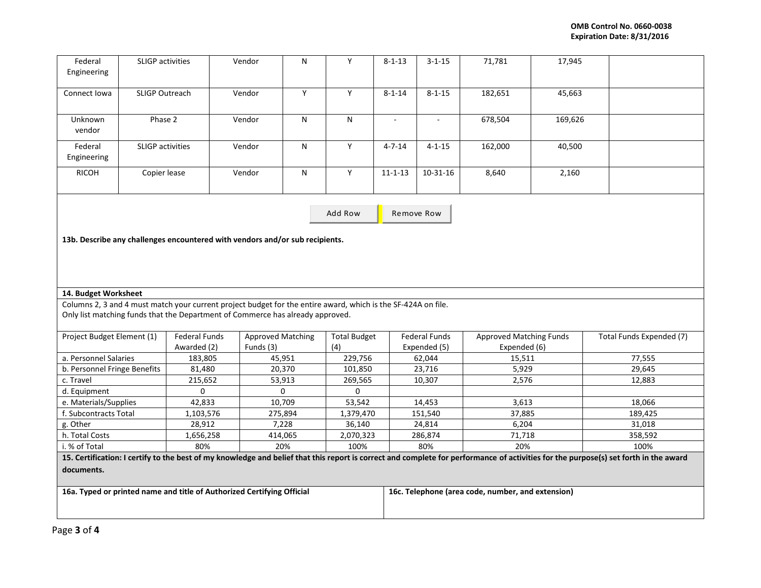| Federal Engineering | SLIGP activities | Vendor | N | Y | 8-1-13 | 3-1-15 | 71,781 | 17,945 | |
|---|---|---|---|---|---|---|---|---|---|
| Connect Iowa | SLIGP Outreach | Vendor | Y | Y | 8-1-14 | 8-1-15 | 182,651 | 45,663 | |
| Unknown vendor | Phase 2 | Vendor | N | N | - | - | 678,504 | 169,626 | |
| Federal Engineering | SLIGP activities | Vendor | N | Y | 4-7-14 | 4-1-15 | 162,000 | 40,500 | |
| RICOH | Copier lease | Vendor | N | Y | 11-1-13 | 10-31-16 | 8,640 | 2,160 | |

Add Row | Remove Row

**13b. Describe any challenges encountered with vendors and/or sub recipients.**

**14. Budget Worksheet**

Columns 2, 3 and 4 must match your current project budget for the entire award, which is the SF-424A on file.
Only list matching funds that the Department of Commerce has already approved.

| Project Budget Element (1) | Federal Funds Awarded (2) | Approved Matching Funds (3) | Total Budget (4) | Federal Funds Expended (5) | Approved Matching Funds Expended (6) | Total Funds Expended (7) |
|---|---|---|---|---|---|---|
| a. Personnel Salaries | 183,805 | 45,951 | 229,756 | 62,044 | 15,511 | 77,555 |
| b. Personnel Fringe Benefits | 81,480 | 20,370 | 101,850 | 23,716 | 5,929 | 29,645 |
| c. Travel | 215,652 | 53,913 | 269,565 | 10,307 | 2,576 | 12,883 |
| d. Equipment | 0 | 0 | 0 | | | |
| e. Materials/Supplies | 42,833 | 10,709 | 53,542 | 14,453 | 3,613 | 18,066 |
| f. Subcontracts Total | 1,103,576 | 275,894 | 1,379,470 | 151,540 | 37,885 | 189,425 |
| g. Other | 28,912 | 7,228 | 36,140 | 24,814 | 6,204 | 31,018 |
| h. Total Costs | 1,656,258 | 414,065 | 2,070,323 | 286,874 | 71,718 | 358,592 |
| i. % of Total | 80% | 20% | 100% | 80% | 20% | 100% |

**15. Certification: I certify to the best of my knowledge and belief that this report is correct and complete for performance of activities for the purpose(s) set forth in the award documents.**

| 16a. Typed or printed name and title of Authorized Certifying Official | 16c. Telephone (area code, number, and extension) |
|---|---|
| | |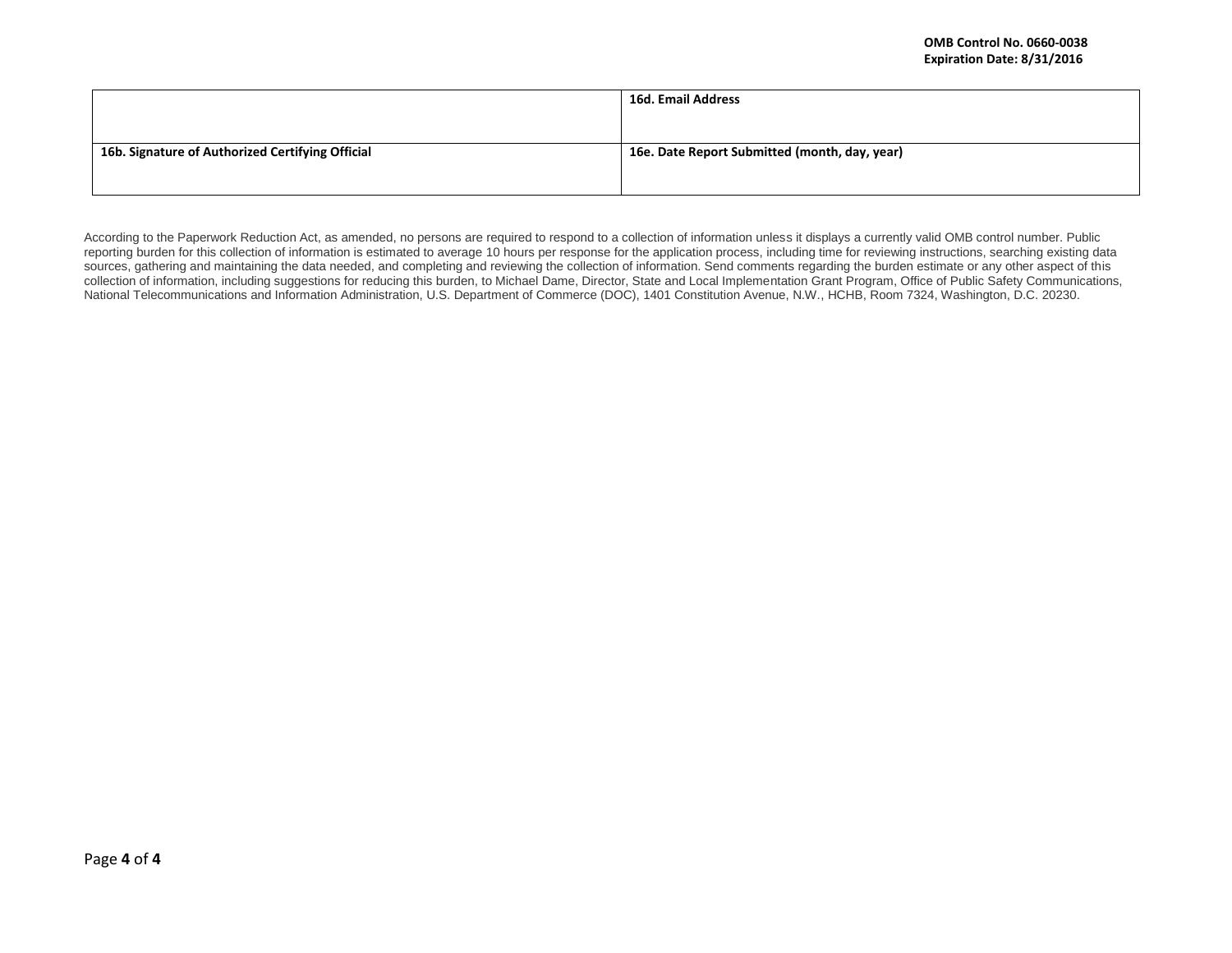OMB Control No. 0660-0038
Expiration Date: 8/31/2016

| | |
|---|---|
| | **16d. Email Address** |
| **16b. Signature of Authorized Certifying Official** | **16e. Date Report Submitted (month, day, year)** |

According to the Paperwork Reduction Act, as amended, no persons are required to respond to a collection of information unless it displays a currently valid OMB control number. Public reporting burden for this collection of information is estimated to average 10 hours per response for the application process, including time for reviewing instructions, searching existing data sources, gathering and maintaining the data needed, and completing and reviewing the collection of information. Send comments regarding the burden estimate or any other aspect of this collection of information, including suggestions for reducing this burden, to Michael Dame, Director, State and Local Implementation Grant Program, Office of Public Safety Communications, National Telecommunications and Information Administration, U.S. Department of Commerce (DOC), 1401 Constitution Avenue, N.W., HCHB, Room 7324, Washington, D.C. 20230.